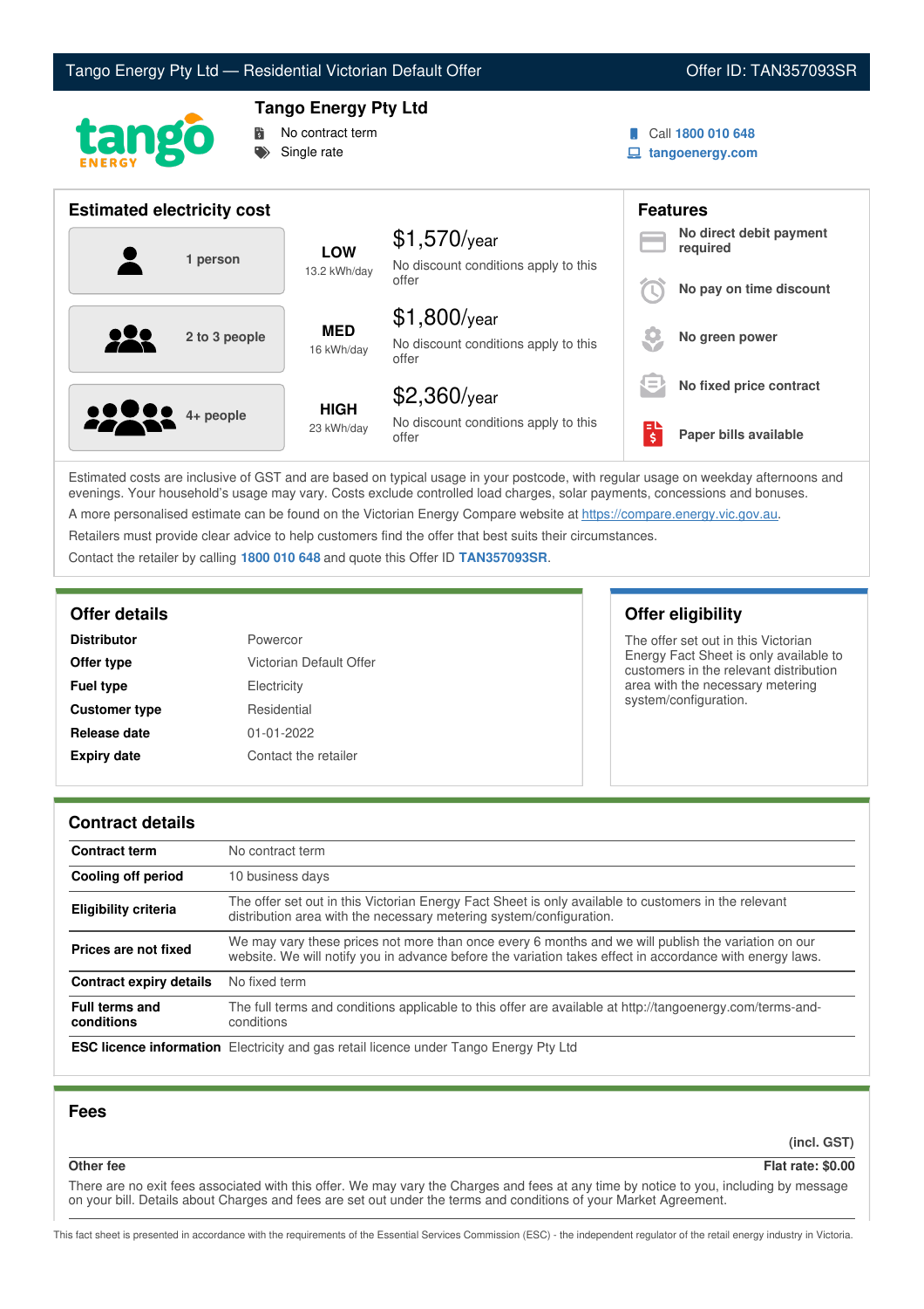Tango Energy Pty Ltd — Residential Victorian Default Offer | Offer ID: TAN357093SR

## Tango Energy Pty Ltd

- No contract term
- Single rate

Call **1800 010 648**
**tangoenergy.com**

## Estimated electricity cost

| Household | Usage | Cost |
|---|---|---|
| 1 person | **LOW** 13.2 kWh/day | $1,570/year — No discount conditions apply to this offer |
| 2 to 3 people | **MED** 16 kWh/day | $1,800/year — No discount conditions apply to this offer |
| 4+ people | **HIGH** 23 kWh/day | $2,360/year — No discount conditions apply to this offer |

## Features

- **No direct debit payment required**
- **No pay on time discount**
- **No green power**
- **No fixed price contract**
- **Paper bills available**

Estimated costs are inclusive of GST and are based on typical usage in your postcode, with regular usage on weekday afternoons and evenings. Your household's usage may vary. Costs exclude controlled load charges, solar payments, concessions and bonuses.

A more personalised estimate can be found on the Victorian Energy Compare website at https://compare.energy.vic.gov.au.

Retailers must provide clear advice to help customers find the offer that best suits their circumstances.

Contact the retailer by calling **1800 010 648** and quote this Offer ID **TAN357093SR**.

## Offer details

| | |
|---|---|
| **Distributor** | Powercor |
| **Offer type** | Victorian Default Offer |
| **Fuel type** | Electricity |
| **Customer type** | Residential |
| **Release date** | 01-01-2022 |
| **Expiry date** | Contact the retailer |

## Offer eligibility

The offer set out in this Victorian Energy Fact Sheet is only available to customers in the relevant distribution area with the necessary metering system/configuration.

## Contract details

| | |
|---|---|
| **Contract term** | No contract term |
| **Cooling off period** | 10 business days |
| **Eligibility criteria** | The offer set out in this Victorian Energy Fact Sheet is only available to customers in the relevant distribution area with the necessary metering system/configuration. |
| **Prices are not fixed** | We may vary these prices not more than once every 6 months and we will publish the variation on our website. We will notify you in advance before the variation takes effect in accordance with energy laws. |
| **Contract expiry details** | No fixed term |
| **Full terms and conditions** | The full terms and conditions applicable to this offer are available at http://tangoenergy.com/terms-and-conditions |
| **ESC licence information** | Electricity and gas retail licence under Tango Energy Pty Ltd |

## Fees

| | **(incl. GST)** |
|---|---|
| **Other fee** | **Flat rate: $0.00** |

There are no exit fees associated with this offer. We may vary the Charges and fees at any time by notice to you, including by message on your bill. Details about Charges and fees are set out under the terms and conditions of your Market Agreement.

This fact sheet is presented in accordance with the requirements of the Essential Services Commission (ESC) - the independent regulator of the retail energy industry in Victoria.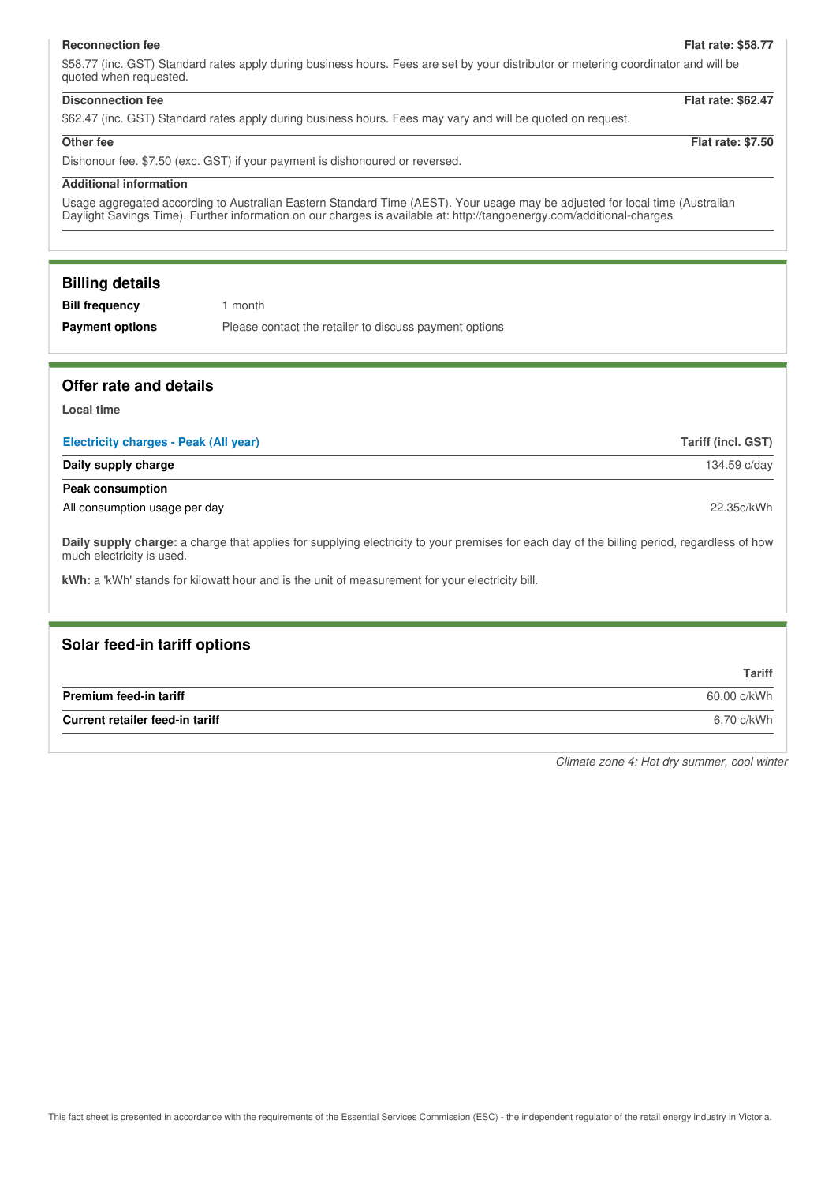**Reconnection fee** **Flat rate: $58.77**

$58.77 (inc. GST) Standard rates apply during business hours. Fees are set by your distributor or metering coordinator and will be quoted when requested.

**Disconnection fee** **Flat rate: $62.47**

$62.47 (inc. GST) Standard rates apply during business hours. Fees may vary and will be quoted on request.

**Other fee** **Flat rate: $7.50**

Dishonour fee. $7.50 (exc. GST) if your payment is dishonoured or reversed.

**Additional information**

Usage aggregated according to Australian Eastern Standard Time (AEST). Your usage may be adjusted for local time (Australian Daylight Savings Time). Further information on our charges is available at: http://tangoenergy.com/additional-charges

## Billing details

| | |
|---|---|
| **Bill frequency** | 1 month |
| **Payment options** | Please contact the retailer to discuss payment options |

## Offer rate and details

**Local time**

| Electricity charges - Peak (All year) | Tariff (incl. GST) |
|---|---|
| **Daily supply charge** | 134.59 c/day |
| **Peak consumption** | |
| All consumption usage per day | 22.35c/kWh |

**Daily supply charge:** a charge that applies for supplying electricity to your premises for each day of the billing period, regardless of how much electricity is used.

**kWh:** a 'kWh' stands for kilowatt hour and is the unit of measurement for your electricity bill.

## Solar feed-in tariff options

| | Tariff |
|---|---|
| **Premium feed-in tariff** | 60.00 c/kWh |
| **Current retailer feed-in tariff** | 6.70 c/kWh |

*Climate zone 4: Hot dry summer, cool winter*

This fact sheet is presented in accordance with the requirements of the Essential Services Commission (ESC) - the independent regulator of the retail energy industry in Victoria.